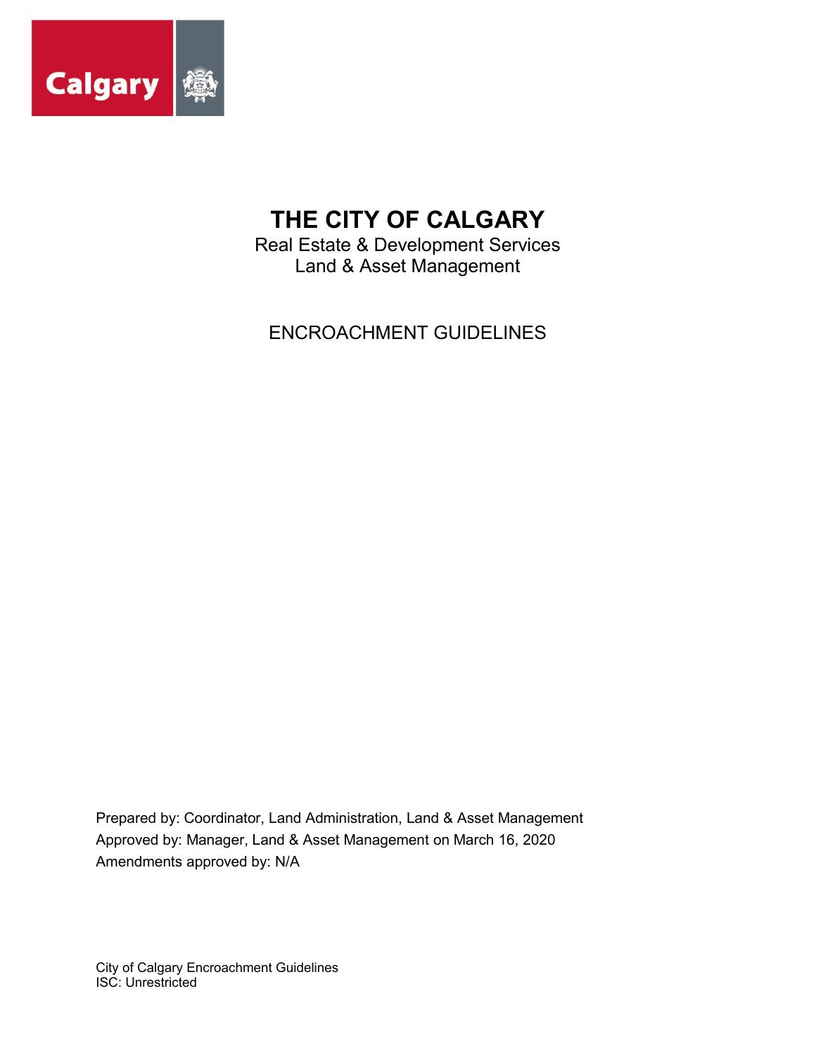# THE CITY OF CALGARY

Real Estate & Development Services
Land & Asset Management

ENCROACHMENT GUIDELINES

Prepared by: Coordinator, Land Administration, Land & Asset Management
Approved by: Manager, Land & Asset Management on March 16, 2020
Amendments approved by: N/A

City of Calgary Encroachment Guidelines
ISC: Unrestricted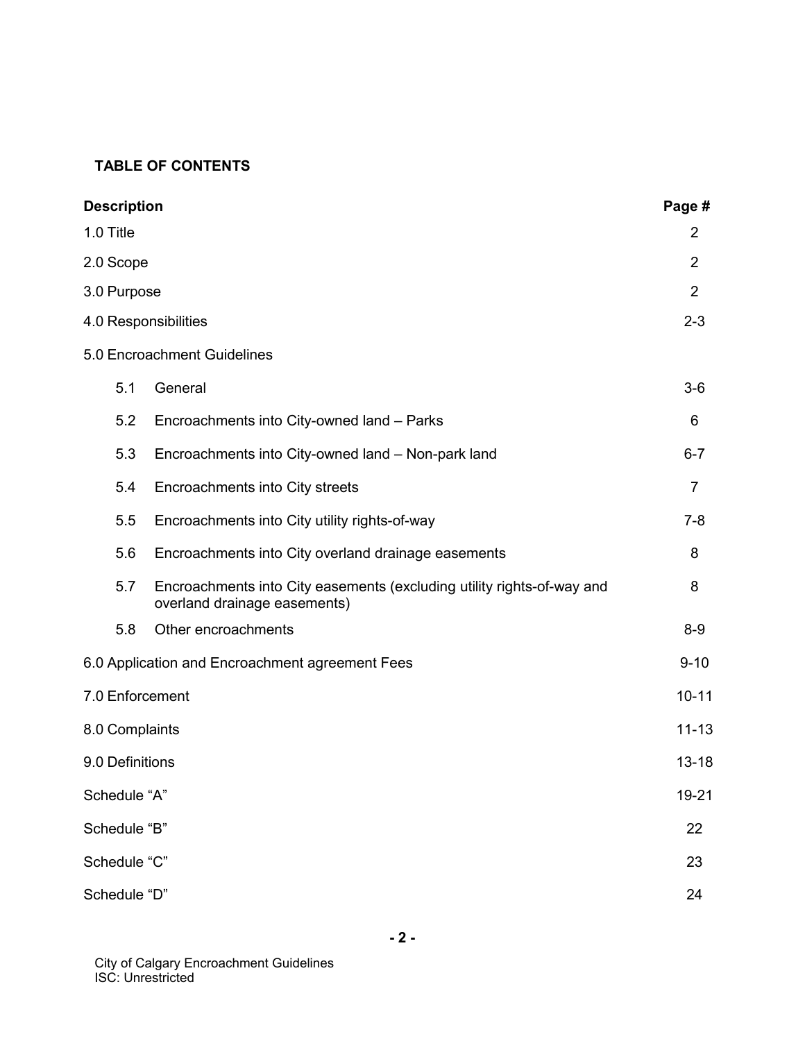## TABLE OF CONTENTS

| Description | | Page # |
|---|---|---|
| 1.0 Title | | 2 |
| 2.0 Scope | | 2 |
| 3.0 Purpose | | 2 |
| 4.0 Responsibilities | | 2-3 |
| 5.0 Encroachment Guidelines | | |
| 5.1 | General | 3-6 |
| 5.2 | Encroachments into City-owned land – Parks | 6 |
| 5.3 | Encroachments into City-owned land – Non-park land | 6-7 |
| 5.4 | Encroachments into City streets | 7 |
| 5.5 | Encroachments into City utility rights-of-way | 7-8 |
| 5.6 | Encroachments into City overland drainage easements | 8 |
| 5.7 | Encroachments into City easements (excluding utility rights-of-way and overland drainage easements) | 8 |
| 5.8 | Other encroachments | 8-9 |
| 6.0 Application and Encroachment agreement Fees | | 9-10 |
| 7.0 Enforcement | | 10-11 |
| 8.0 Complaints | | 11-13 |
| 9.0 Definitions | | 13-18 |
| Schedule "A" | | 19-21 |
| Schedule "B" | | 22 |
| Schedule "C" | | 23 |
| Schedule "D" | | 24 |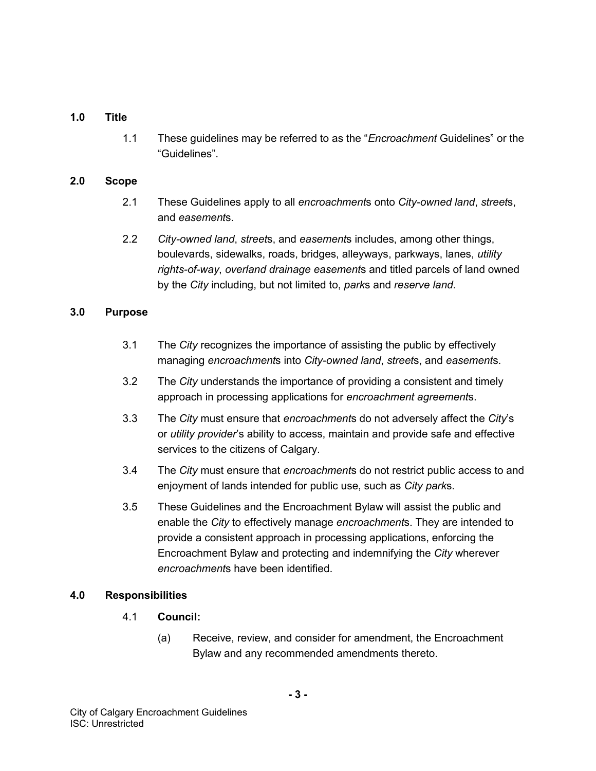## 1.0 Title

1.1 These guidelines may be referred to as the "*Encroachment* Guidelines" or the "Guidelines".

## 2.0 Scope

2.1 These Guidelines apply to all *encroachment*s onto *City-owned land*, *street*s, and *easement*s.

2.2 *City-owned land*, *street*s, and *easement*s includes, among other things, boulevards, sidewalks, roads, bridges, alleyways, parkways, lanes, *utility rights-of-way*, *overland drainage easement*s and titled parcels of land owned by the *City* including, but not limited to, *park*s and *reserve land*.

## 3.0 Purpose

3.1 The *City* recognizes the importance of assisting the public by effectively managing *encroachment*s into *City-owned land*, *street*s, and *easement*s.

3.2 The *City* understands the importance of providing a consistent and timely approach in processing applications for *encroachment agreement*s.

3.3 The *City* must ensure that *encroachment*s do not adversely affect the *City*'s or *utility provider*'s ability to access, maintain and provide safe and effective services to the citizens of Calgary.

3.4 The *City* must ensure that *encroachment*s do not restrict public access to and enjoyment of lands intended for public use, such as *City park*s.

3.5 These Guidelines and the Encroachment Bylaw will assist the public and enable the *City* to effectively manage *encroachment*s. They are intended to provide a consistent approach in processing applications, enforcing the Encroachment Bylaw and protecting and indemnifying the *City* wherever *encroachment*s have been identified.

## 4.0 Responsibilities

4.1 **Council:**

(a) Receive, review, and consider for amendment, the Encroachment Bylaw and any recommended amendments thereto.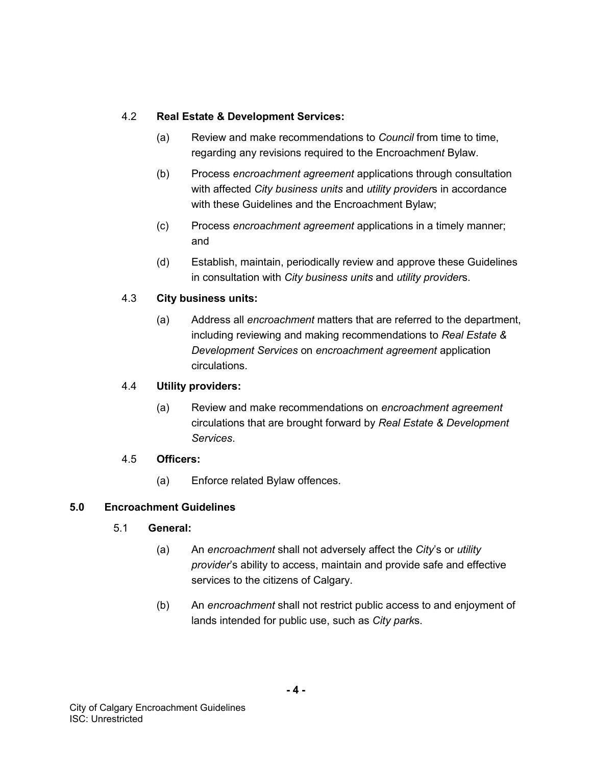4.2 **Real Estate & Development Services:**

(a) Review and make recommendations to *Council* from time to time, regarding any revisions required to the Encroachmen*t* Bylaw.

(b) Process *encroachment agreement* applications through consultation with affected *City business units* and *utility provider*s in accordance with these Guidelines and the Encroachment Bylaw;

(c) Process *encroachment agreement* applications in a timely manner; and

(d) Establish, maintain, periodically review and approve these Guidelines in consultation with *City business units* and *utility provider*s.

4.3 **City business units:**

(a) Address all *encroachment* matters that are referred to the department, including reviewing and making recommendations to *Real Estate & Development Services* on *encroachment agreement* application circulations.

4.4 **Utility providers:**

(a) Review and make recommendations on *encroachment agreement* circulations that are brought forward by *Real Estate & Development Services*.

4.5 **Officers:**

(a) Enforce related Bylaw offences.

## 5.0 Encroachment Guidelines

5.1 **General:**

(a) An *encroachment* shall not adversely affect the *City*'s or *utility provider*'s ability to access, maintain and provide safe and effective services to the citizens of Calgary.

(b) An *encroachment* shall not restrict public access to and enjoyment of lands intended for public use, such as *City park*s.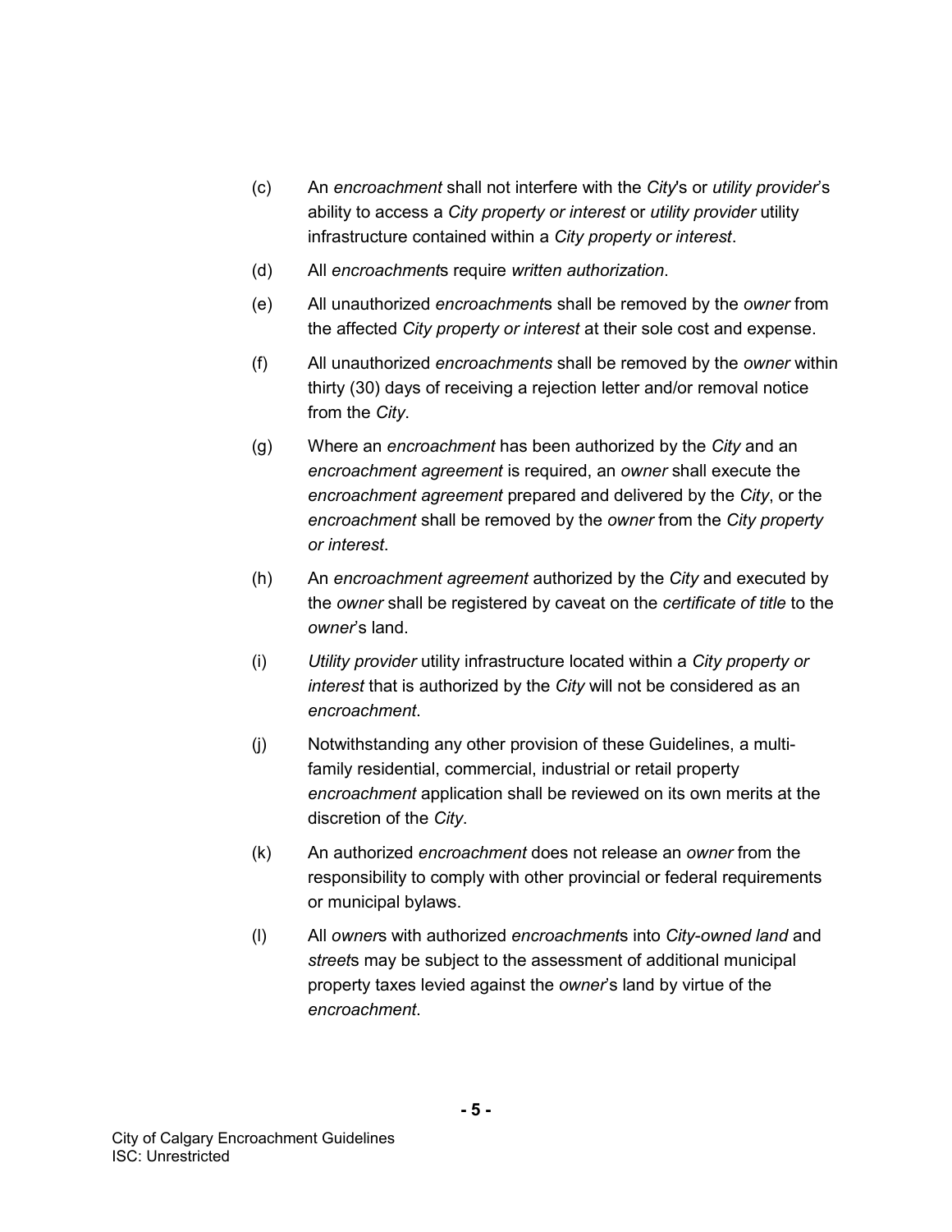(c) An *encroachment* shall not interfere with the *City*'s or *utility provider*'s ability to access a *City property or interest* or *utility provider* utility infrastructure contained within a *City property or interest*.

(d) All *encroachment*s require *written authorization*.

(e) All unauthorized *encroachment*s shall be removed by the *owner* from the affected *City property or interest* at their sole cost and expense.

(f) All unauthorized *encroachments* shall be removed by the *owner* within thirty (30) days of receiving a rejection letter and/or removal notice from the *City*.

(g) Where an *encroachment* has been authorized by the *City* and an *encroachment agreement* is required, an *owner* shall execute the *encroachment agreement* prepared and delivered by the *City*, or the *encroachment* shall be removed by the *owner* from the *City property or interest*.

(h) An *encroachment agreement* authorized by the *City* and executed by the *owner* shall be registered by caveat on the *certificate of title* to the *owner*'s land.

(i) *Utility provider* utility infrastructure located within a *City property or interest* that is authorized by the *City* will not be considered as an *encroachment*.

(j) Notwithstanding any other provision of these Guidelines, a multi-family residential, commercial, industrial or retail property *encroachment* application shall be reviewed on its own merits at the discretion of the *City*.

(k) An authorized *encroachment* does not release an *owner* from the responsibility to comply with other provincial or federal requirements or municipal bylaws.

(l) All *owner*s with authorized *encroachment*s into *City-owned land* and *street*s may be subject to the assessment of additional municipal property taxes levied against the *owner*'s land by virtue of the *encroachment*.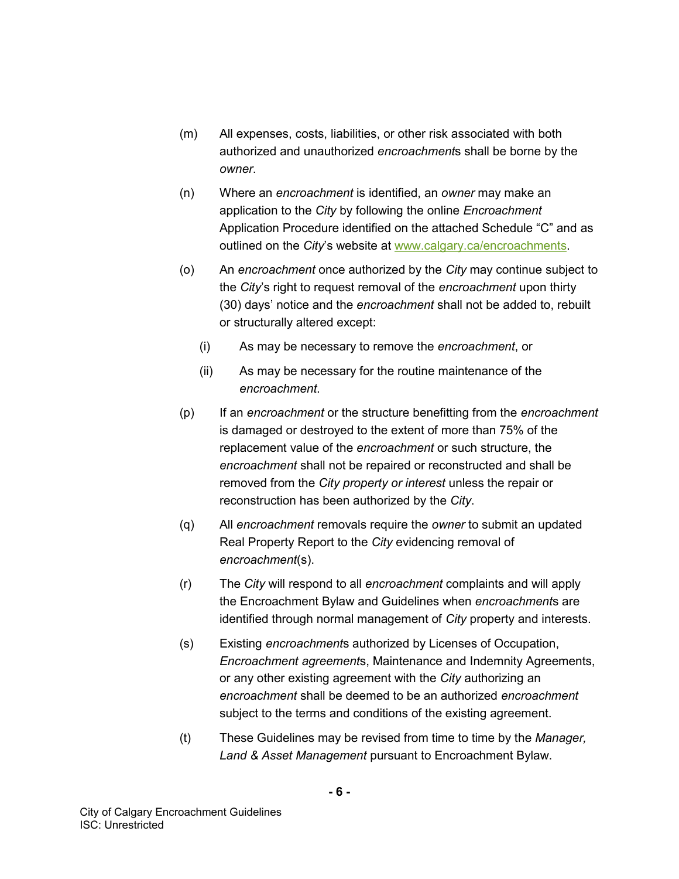(m) All expenses, costs, liabilities, or other risk associated with both authorized and unauthorized *encroachment*s shall be borne by the *owner*.

(n) Where an *encroachment* is identified, an *owner* may make an application to the *City* by following the online *Encroachment* Application Procedure identified on the attached Schedule "C" and as outlined on the *City*'s website at www.calgary.ca/encroachments.

(o) An *encroachment* once authorized by the *City* may continue subject to the *City*'s right to request removal of the *encroachment* upon thirty (30) days' notice and the *encroachment* shall not be added to, rebuilt or structurally altered except:

   (i) As may be necessary to remove the *encroachment*, or

   (ii) As may be necessary for the routine maintenance of the *encroachment*.

(p) If an *encroachment* or the structure benefitting from the *encroachment* is damaged or destroyed to the extent of more than 75% of the replacement value of the *encroachment* or such structure, the *encroachment* shall not be repaired or reconstructed and shall be removed from the *City property or interest* unless the repair or reconstruction has been authorized by the *City*.

(q) All *encroachment* removals require the *owner* to submit an updated Real Property Report to the *City* evidencing removal of *encroachment*(s).

(r) The *City* will respond to all *encroachment* complaints and will apply the Encroachment Bylaw and Guidelines when *encroachment*s are identified through normal management of *City* property and interests.

(s) Existing *encroachment*s authorized by Licenses of Occupation, *Encroachment agreement*s, Maintenance and Indemnity Agreements, or any other existing agreement with the *City* authorizing an *encroachment* shall be deemed to be an authorized *encroachment* subject to the terms and conditions of the existing agreement.

(t) These Guidelines may be revised from time to time by the *Manager, Land & Asset Management* pursuant to Encroachment Bylaw.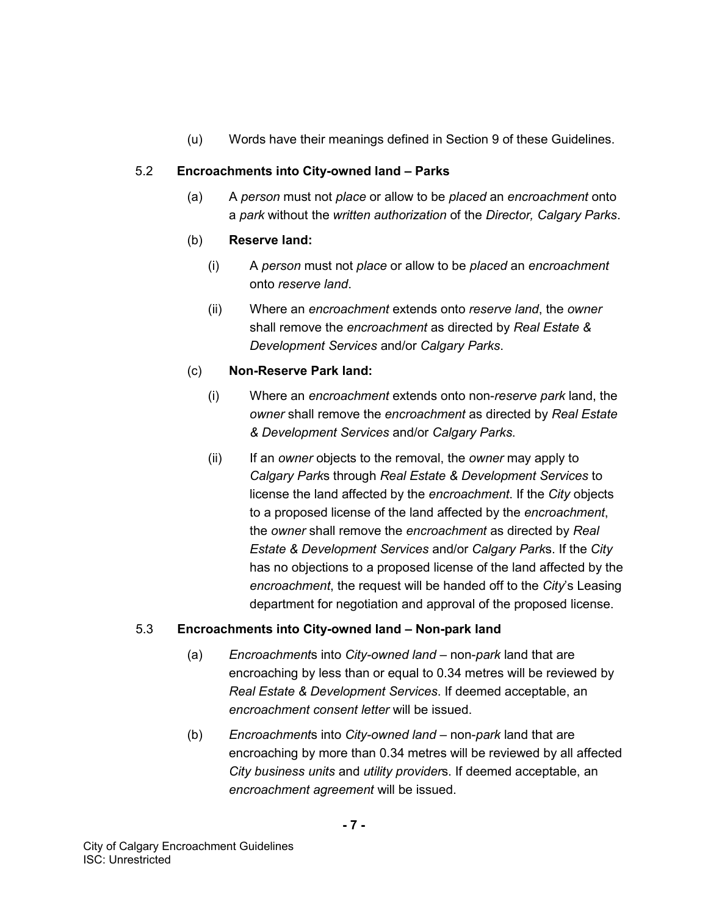(u) Words have their meanings defined in Section 9 of these Guidelines.

### 5.2 Encroachments into City-owned land – Parks

(a) A *person* must not *place* or allow to be *placed* an *encroachment* onto a *park* without the *written authorization* of the *Director, Calgary Parks*.

(b) **Reserve land:**

(i) A *person* must not *place* or allow to be *placed* an *encroachment* onto *reserve land*.

(ii) Where an *encroachment* extends onto *reserve land*, the *owner* shall remove the *encroachment* as directed by *Real Estate & Development Services* and/or *Calgary Parks*.

(c) **Non-Reserve Park land:**

(i) Where an *encroachment* extends onto non-*reserve park* land, the *owner* shall remove the *encroachment* as directed by *Real Estate & Development Services* and/or *Calgary Parks*.

(ii) If an *owner* objects to the removal, the *owner* may apply to *Calgary Park*s through *Real Estate & Development Services* to license the land affected by the *encroachment*. If the *City* objects to a proposed license of the land affected by the *encroachment*, the *owner* shall remove the *encroachment* as directed by *Real Estate & Development Services* and/or *Calgary Park*s. If the *City* has no objections to a proposed license of the land affected by the *encroachment*, the request will be handed off to the *City*'s Leasing department for negotiation and approval of the proposed license.

### 5.3 Encroachments into City-owned land – Non-park land

(a) *Encroachment*s into *City-owned land* – non-*park* land that are encroaching by less than or equal to 0.34 metres will be reviewed by *Real Estate & Development Services*. If deemed acceptable, an *encroachment consent letter* will be issued.

(b) *Encroachment*s into *City-owned land* – non-*park* land that are encroaching by more than 0.34 metres will be reviewed by all affected *City business units* and *utility provider*s. If deemed acceptable, an *encroachment agreement* will be issued.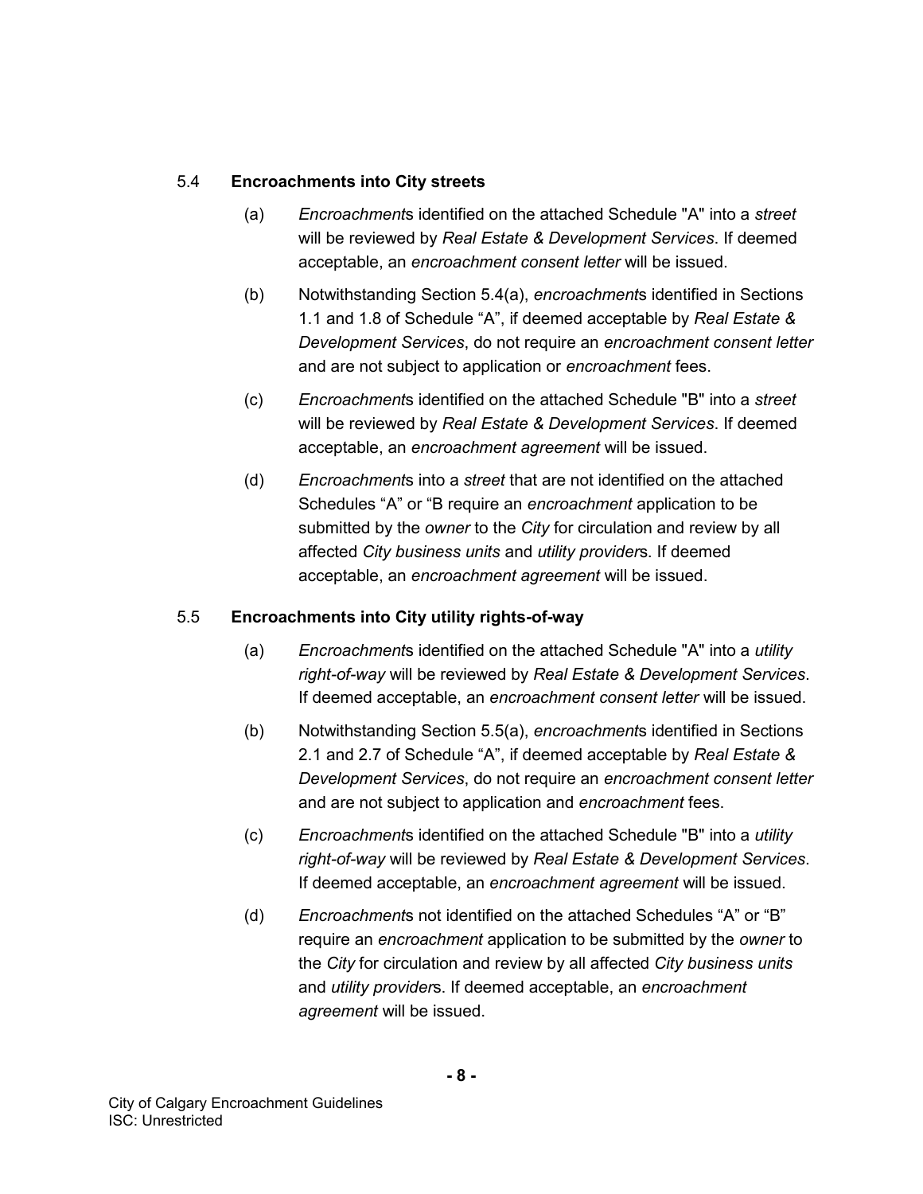### 5.4 **Encroachments into City streets**

(a) *Encroachment*s identified on the attached Schedule "A" into a *street* will be reviewed by *Real Estate & Development Services*. If deemed acceptable, an *encroachment consent letter* will be issued.

(b) Notwithstanding Section 5.4(a), *encroachment*s identified in Sections 1.1 and 1.8 of Schedule "A", if deemed acceptable by *Real Estate & Development Services*, do not require an *encroachment consent letter* and are not subject to application or *encroachment* fees.

(c) *Encroachment*s identified on the attached Schedule "B" into a *street* will be reviewed by *Real Estate & Development Services*. If deemed acceptable, an *encroachment agreement* will be issued.

(d) *Encroachment*s into a *street* that are not identified on the attached Schedules "A" or "B require an *encroachment* application to be submitted by the *owner* to the *City* for circulation and review by all affected *City business units* and *utility provider*s. If deemed acceptable, an *encroachment agreement* will be issued.

### 5.5 **Encroachments into City utility rights-of-way**

(a) *Encroachment*s identified on the attached Schedule "A" into a *utility right-of-way* will be reviewed by *Real Estate & Development Services*. If deemed acceptable, an *encroachment consent letter* will be issued.

(b) Notwithstanding Section 5.5(a), *encroachment*s identified in Sections 2.1 and 2.7 of Schedule "A", if deemed acceptable by *Real Estate & Development Services*, do not require an *encroachment consent letter* and are not subject to application and *encroachment* fees.

(c) *Encroachment*s identified on the attached Schedule "B" into a *utility right-of-way* will be reviewed by *Real Estate & Development Services*. If deemed acceptable, an *encroachment agreement* will be issued.

(d) *Encroachment*s not identified on the attached Schedules "A" or "B" require an *encroachment* application to be submitted by the *owner* to the *City* for circulation and review by all affected *City business units* and *utility provider*s. If deemed acceptable, an *encroachment agreement* will be issued.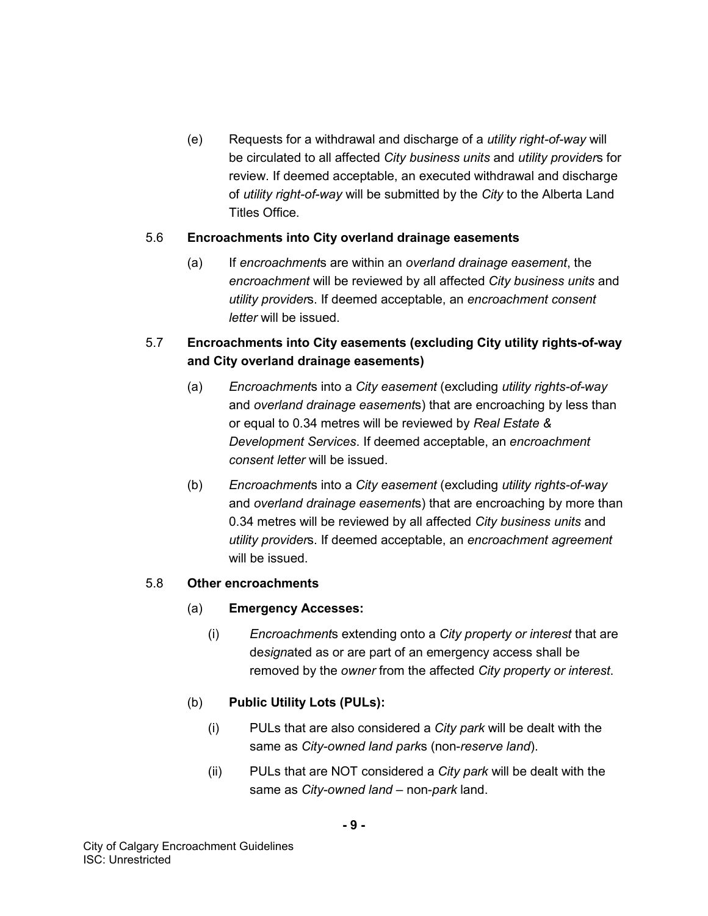(e) Requests for a withdrawal and discharge of a *utility right-of-way* will be circulated to all affected *City business units* and *utility provider*s for review. If deemed acceptable, an executed withdrawal and discharge of *utility right-of-way* will be submitted by the *City* to the Alberta Land Titles Office.

5.6 **Encroachments into City overland drainage easements**

(a) If *encroachment*s are within an *overland drainage easement*, the *encroachment* will be reviewed by all affected *City business units* and *utility provider*s. If deemed acceptable, an *encroachment consent letter* will be issued.

5.7 **Encroachments into City easements (excluding City utility rights-of-way and City overland drainage easements)**

(a) *Encroachment*s into a *City easement* (excluding *utility rights-of-way* and *overland drainage easement*s) that are encroaching by less than or equal to 0.34 metres will be reviewed by *Real Estate & Development Services*. If deemed acceptable, an *encroachment consent letter* will be issued.

(b) *Encroachment*s into a *City easement* (excluding *utility rights-of-way* and *overland drainage easement*s) that are encroaching by more than 0.34 metres will be reviewed by all affected *City business units* and *utility provider*s. If deemed acceptable, an *encroachment agreement* will be issued.

5.8 **Other encroachments**

(a) **Emergency Accesses:**

(i) *Encroachment*s extending onto a *City property or interest* that are de*sign*ated as or are part of an emergency access shall be removed by the *owner* from the affected *City property or interest*.

(b) **Public Utility Lots (PULs):**

(i) PULs that are also considered a *City park* will be dealt with the same as *City-owned land park*s (non-*reserve land*).

(ii) PULs that are NOT considered a *City park* will be dealt with the same as *City-owned land* – non-*park* land.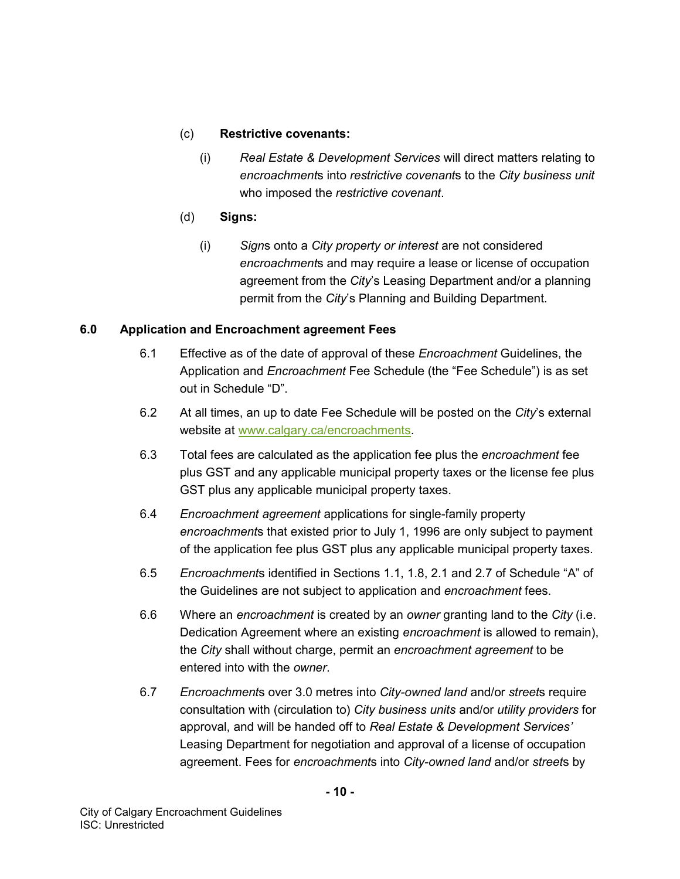(c) **Restrictive covenants:**

(i) *Real Estate & Development Services* will direct matters relating to *encroachment*s into *restrictive covenant*s to the *City business unit* who imposed the *restrictive covenant*.

(d) **Signs:**

(i) *Sign*s onto a *City property or interest* are not considered *encroachment*s and may require a lease or license of occupation agreement from the *City*'s Leasing Department and/or a planning permit from the *City*'s Planning and Building Department.

## 6.0 Application and Encroachment agreement Fees

6.1 Effective as of the date of approval of these *Encroachment* Guidelines, the Application and *Encroachment* Fee Schedule (the "Fee Schedule") is as set out in Schedule "D".

6.2 At all times, an up to date Fee Schedule will be posted on the *City*'s external website at www.calgary.ca/encroachments.

6.3 Total fees are calculated as the application fee plus the *encroachment* fee plus GST and any applicable municipal property taxes or the license fee plus GST plus any applicable municipal property taxes.

6.4 *Encroachment agreement* applications for single-family property *encroachment*s that existed prior to July 1, 1996 are only subject to payment of the application fee plus GST plus any applicable municipal property taxes.

6.5 *Encroachment*s identified in Sections 1.1, 1.8, 2.1 and 2.7 of Schedule "A" of the Guidelines are not subject to application and *encroachment* fees.

6.6 Where an *encroachment* is created by an *owner* granting land to the *City* (i.e. Dedication Agreement where an existing *encroachment* is allowed to remain), the *City* shall without charge, permit an *encroachment agreement* to be entered into with the *owner*.

6.7 *Encroachment*s over 3.0 metres into *City-owned land* and/or *street*s require consultation with (circulation to) *City business units* and/or *utility providers* for approval, and will be handed off to *Real Estate & Development Services'* Leasing Department for negotiation and approval of a license of occupation agreement. Fees for *encroachment*s into *City-owned land* and/or *street*s by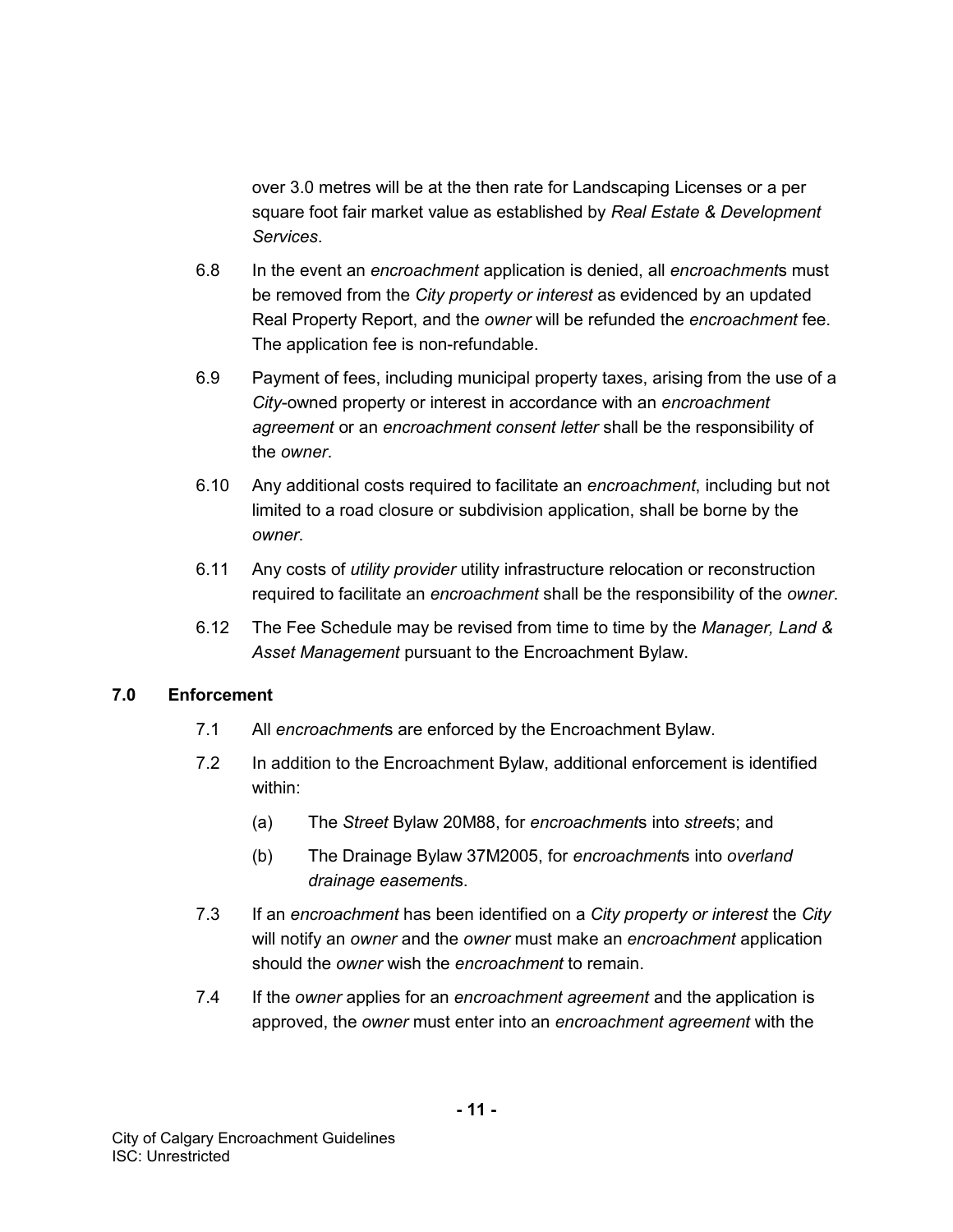over 3.0 metres will be at the then rate for Landscaping Licenses or a per square foot fair market value as established by *Real Estate & Development Services*.

6.8 In the event an *encroachment* application is denied, all *encroachment*s must be removed from the *City property or interest* as evidenced by an updated Real Property Report, and the *owner* will be refunded the *encroachment* fee. The application fee is non-refundable.

6.9 Payment of fees, including municipal property taxes, arising from the use of a *City*-owned property or interest in accordance with an *encroachment agreement* or an *encroachment consent letter* shall be the responsibility of the *owner*.

6.10 Any additional costs required to facilitate an *encroachment*, including but not limited to a road closure or subdivision application, shall be borne by the *owner*.

6.11 Any costs of *utility provider* utility infrastructure relocation or reconstruction required to facilitate an *encroachment* shall be the responsibility of the *owner*.

6.12 The Fee Schedule may be revised from time to time by the *Manager, Land & Asset Management* pursuant to the Encroachment Bylaw.

## 7.0 Enforcement

7.1 All *encroachment*s are enforced by the Encroachment Bylaw.

7.2 In addition to the Encroachment Bylaw, additional enforcement is identified within:

(a) The *Street* Bylaw 20M88, for *encroachment*s into *street*s; and

(b) The Drainage Bylaw 37M2005, for *encroachment*s into *overland drainage easement*s.

7.3 If an *encroachment* has been identified on a *City property or interest* the *City* will notify an *owner* and the *owner* must make an *encroachment* application should the *owner* wish the *encroachment* to remain.

7.4 If the *owner* applies for an *encroachment agreement* and the application is approved, the *owner* must enter into an *encroachment agreement* with the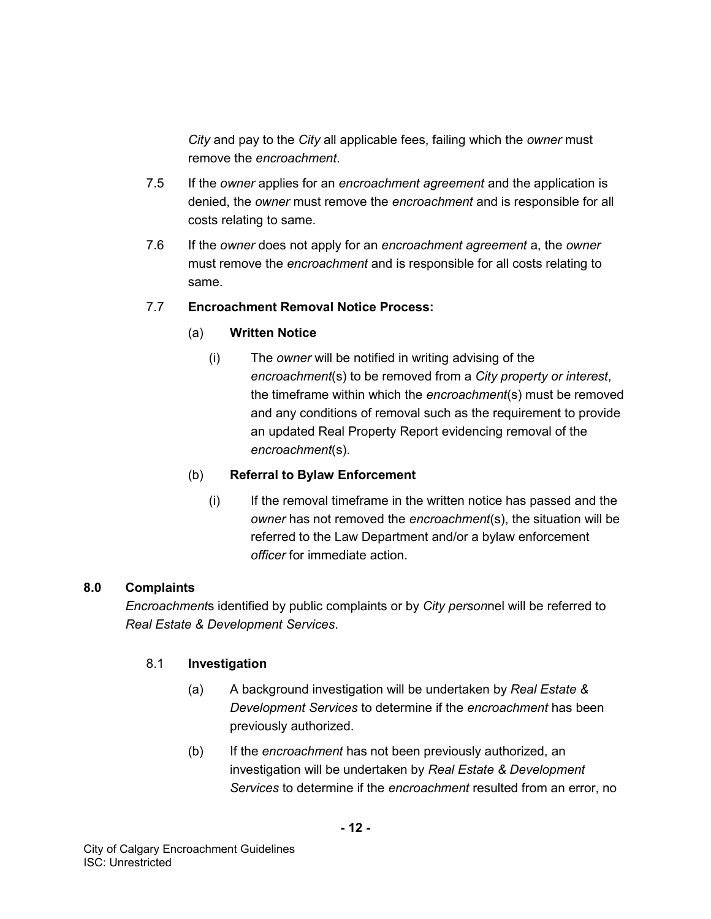*City* and pay to the *City* all applicable fees, failing which the *owner* must remove the *encroachment*.

7.5 If the *owner* applies for an *encroachment agreement* and the application is denied, the *owner* must remove the *encroachment* and is responsible for all costs relating to same.

7.6 If the *owner* does not apply for an *encroachment agreement* a, the *owner* must remove the *encroachment* and is responsible for all costs relating to same.

7.7 **Encroachment Removal Notice Process:**

(a) **Written Notice**

(i) The *owner* will be notified in writing advising of the *encroachment*(s) to be removed from a *City property or interest*, the timeframe within which the *encroachment*(s) must be removed and any conditions of removal such as the requirement to provide an updated Real Property Report evidencing removal of the *encroachment*(s).

(b) **Referral to Bylaw Enforcement**

(i) If the removal timeframe in the written notice has passed and the *owner* has not removed the *encroachment*(s), the situation will be referred to the Law Department and/or a bylaw enforcement *officer* for immediate action.

## 8.0 Complaints

*Encroachment*s identified by public complaints or by *City person*nel will be referred to *Real Estate & Development Services*.

### 8.1 Investigation

(a) A background investigation will be undertaken by *Real Estate & Development Services* to determine if the *encroachment* has been previously authorized.

(b) If the *encroachment* has not been previously authorized, an investigation will be undertaken by *Real Estate & Development Services* to determine if the *encroachment* resulted from an error, no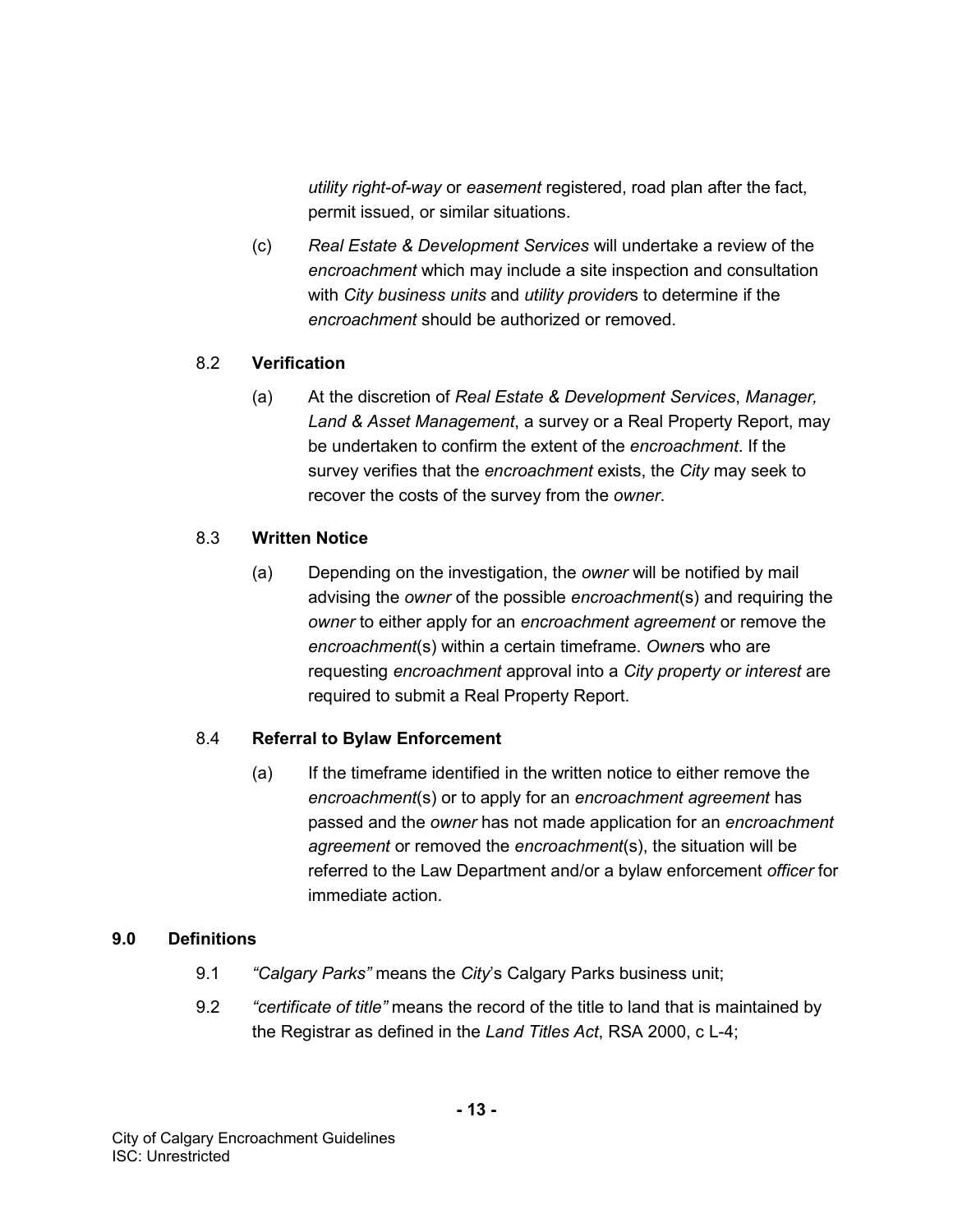*utility right-of-way* or *easement* registered, road plan after the fact, permit issued, or similar situations.

(c) *Real Estate & Development Services* will undertake a review of the *encroachment* which may include a site inspection and consultation with *City business units* and *utility provider*s to determine if the *encroachment* should be authorized or removed.

8.2 **Verification**

(a) At the discretion of *Real Estate & Development Services*, *Manager, Land & Asset Management*, a survey or a Real Property Report, may be undertaken to confirm the extent of the *encroachment*. If the survey verifies that the *encroachment* exists, the *City* may seek to recover the costs of the survey from the *owner*.

8.3 **Written Notice**

(a) Depending on the investigation, the *owner* will be notified by mail advising the *owner* of the possible *encroachment*(s) and requiring the *owner* to either apply for an *encroachment agreement* or remove the *encroachment*(s) within a certain timeframe. *Owner*s who are requesting *encroachment* approval into a *City property or interest* are required to submit a Real Property Report.

8.4 **Referral to Bylaw Enforcement**

(a) If the timeframe identified in the written notice to either remove the *encroachment*(s) or to apply for an *encroachment agreement* has passed and the *owner* has not made application for an *encroachment agreement* or removed the *encroachment*(s), the situation will be referred to the Law Department and/or a bylaw enforcement *officer* for immediate action.

## 9.0 Definitions

9.1 *"Calgary Parks"* means the *City*'s Calgary Parks business unit;

9.2 *"certificate of title"* means the record of the title to land that is maintained by the Registrar as defined in the *Land Titles Act*, RSA 2000, c L-4;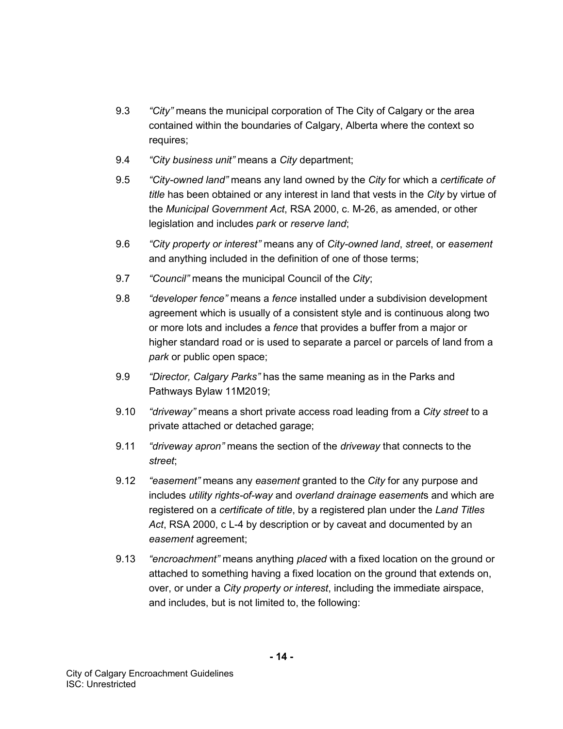9.3 *"City"* means the municipal corporation of The City of Calgary or the area contained within the boundaries of Calgary, Alberta where the context so requires;

9.4 *"City business unit"* means a *City* department;

9.5 *"City-owned land"* means any land owned by the *City* for which a *certificate of title* has been obtained or any interest in land that vests in the *City* by virtue of the *Municipal Government Act*, RSA 2000, c. M-26, as amended, or other legislation and includes *park* or *reserve land*;

9.6 *"City property or interest"* means any of *City-owned land*, *street*, or *easement* and anything included in the definition of one of those terms;

9.7 *"Council"* means the municipal Council of the *City*;

9.8 *"developer fence"* means a *fence* installed under a subdivision development agreement which is usually of a consistent style and is continuous along two or more lots and includes a *fence* that provides a buffer from a major or higher standard road or is used to separate a parcel or parcels of land from a *park* or public open space;

9.9 *"Director, Calgary Parks"* has the same meaning as in the Parks and Pathways Bylaw 11M2019;

9.10 *"driveway"* means a short private access road leading from a *City street* to a private attached or detached garage;

9.11 *"driveway apron"* means the section of the *driveway* that connects to the *street*;

9.12 *"easement"* means any *easement* granted to the *City* for any purpose and includes *utility rights-of-way* and *overland drainage easement*s and which are registered on a *certificate of title*, by a registered plan under the *Land Titles Act*, RSA 2000, c L-4 by description or by caveat and documented by an *easement* agreement;

9.13 *"encroachment"* means anything *placed* with a fixed location on the ground or attached to something having a fixed location on the ground that extends on, over, or under a *City property or interest*, including the immediate airspace, and includes, but is not limited to, the following: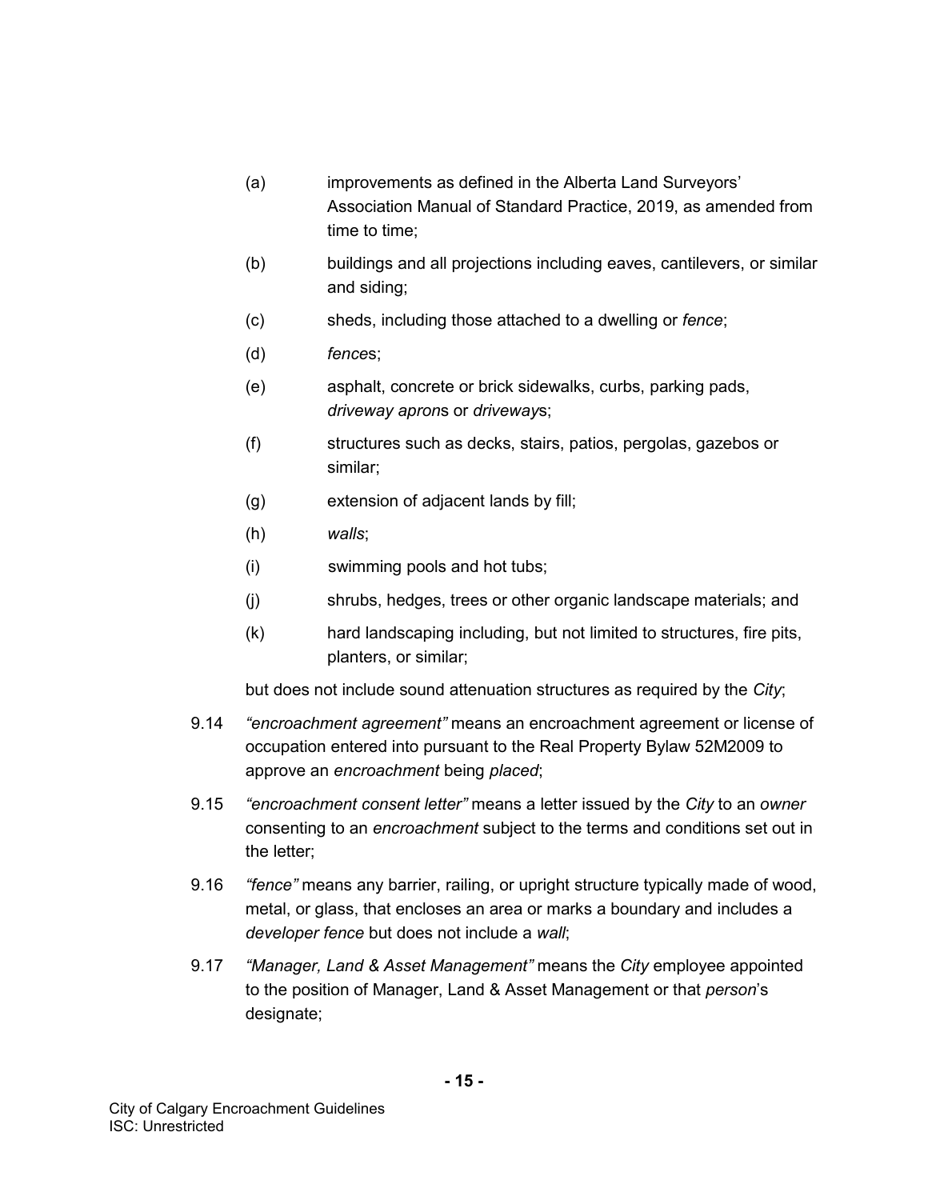(a) improvements as defined in the Alberta Land Surveyors' Association Manual of Standard Practice, 2019, as amended from time to time;

(b) buildings and all projections including eaves, cantilevers, or similar and siding;

(c) sheds, including those attached to a dwelling or *fence*;

(d) *fence*s;

(e) asphalt, concrete or brick sidewalks, curbs, parking pads, *driveway apron*s or *driveway*s;

(f) structures such as decks, stairs, patios, pergolas, gazebos or similar;

(g) extension of adjacent lands by fill;

(h) *walls*;

(i) swimming pools and hot tubs;

(j) shrubs, hedges, trees or other organic landscape materials; and

(k) hard landscaping including, but not limited to structures, fire pits, planters, or similar;

but does not include sound attenuation structures as required by the *City*;

9.14 *"encroachment agreement"* means an encroachment agreement or license of occupation entered into pursuant to the Real Property Bylaw 52M2009 to approve an *encroachment* being *placed*;

9.15 *"encroachment consent letter"* means a letter issued by the *City* to an *owner* consenting to an *encroachment* subject to the terms and conditions set out in the letter;

9.16 *"fence"* means any barrier, railing, or upright structure typically made of wood, metal, or glass, that encloses an area or marks a boundary and includes a *developer fence* but does not include a *wall*;

9.17 *"Manager, Land & Asset Management"* means the *City* employee appointed to the position of Manager, Land & Asset Management or that *person*'s designate;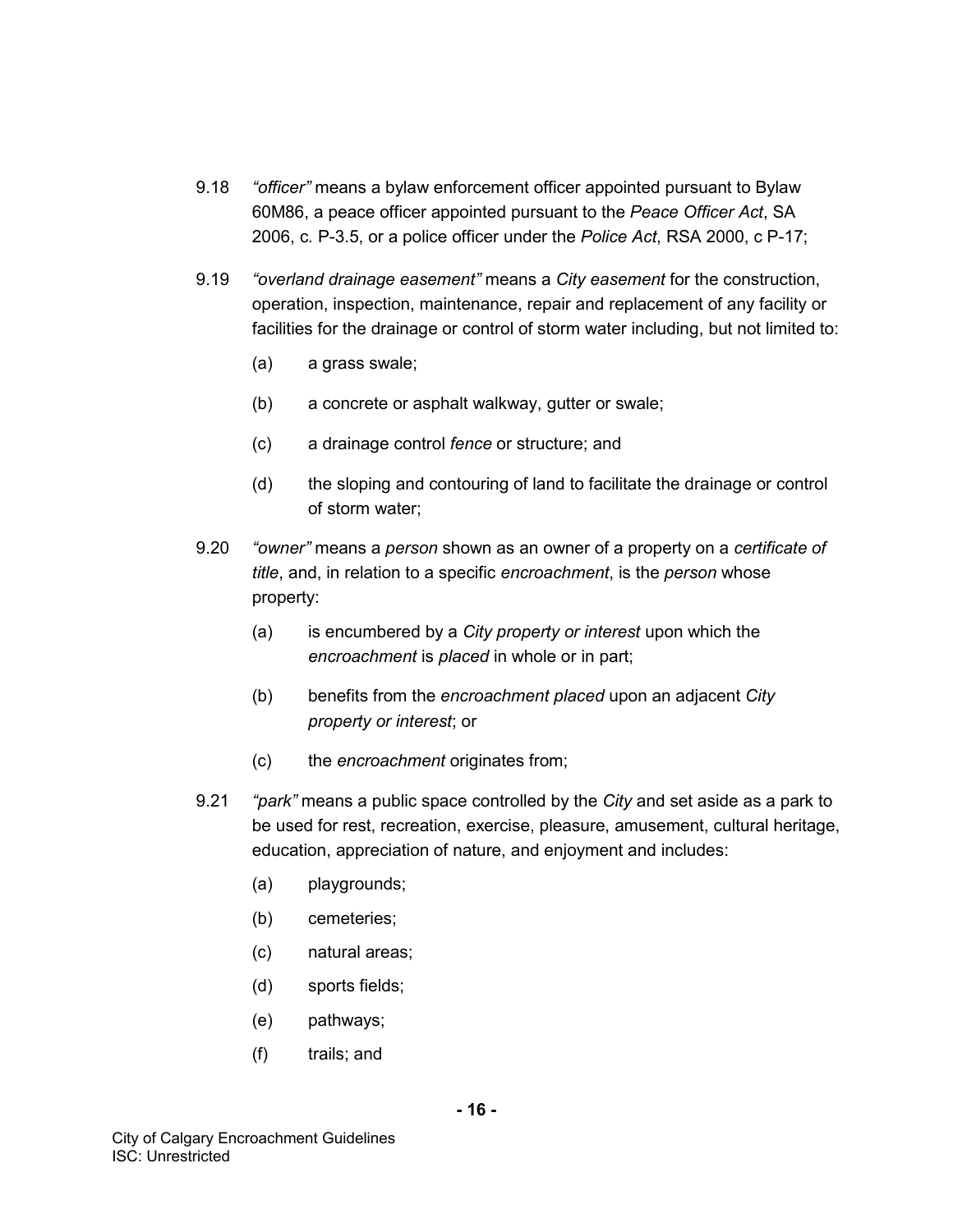9.18 *"officer"* means a bylaw enforcement officer appointed pursuant to Bylaw 60M86, a peace officer appointed pursuant to the *Peace Officer Act*, SA 2006, c. P-3.5, or a police officer under the *Police Act*, RSA 2000, c P-17;

9.19 *"overland drainage easement"* means a *City easement* for the construction, operation, inspection, maintenance, repair and replacement of any facility or facilities for the drainage or control of storm water including, but not limited to:

(a) a grass swale;

(b) a concrete or asphalt walkway, gutter or swale;

(c) a drainage control *fence* or structure; and

(d) the sloping and contouring of land to facilitate the drainage or control of storm water;

9.20 *"owner"* means a *person* shown as an owner of a property on a *certificate of title*, and, in relation to a specific *encroachment*, is the *person* whose property:

(a) is encumbered by a *City property or interest* upon which the *encroachment* is *placed* in whole or in part;

(b) benefits from the *encroachment placed* upon an adjacent *City property or interest*; or

(c) the *encroachment* originates from;

9.21 *"park"* means a public space controlled by the *City* and set aside as a park to be used for rest, recreation, exercise, pleasure, amusement, cultural heritage, education, appreciation of nature, and enjoyment and includes:

(a) playgrounds;

(b) cemeteries;

(c) natural areas;

(d) sports fields;

(e) pathways;

(f) trails; and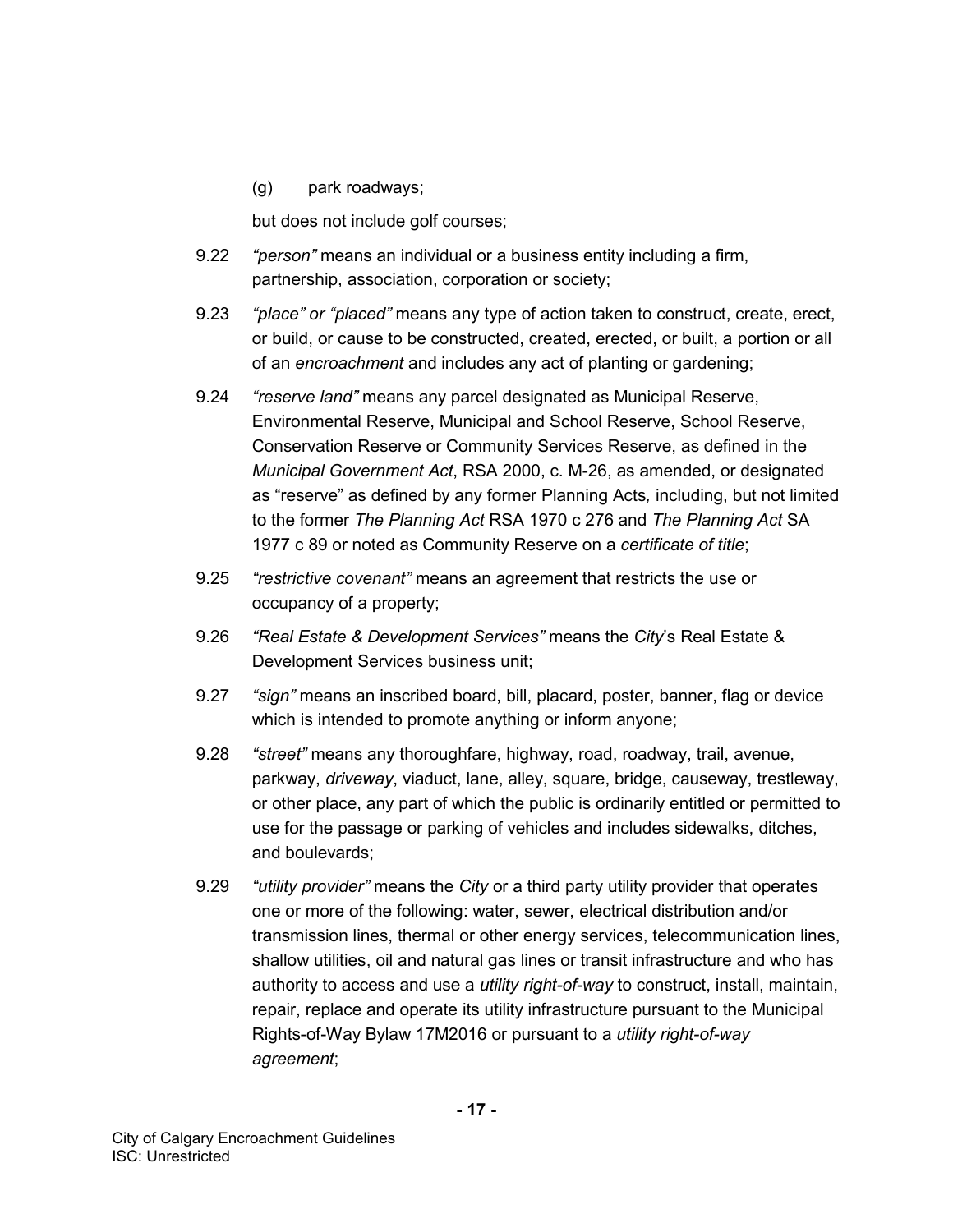(g) park roadways;

but does not include golf courses;

9.22 *"person"* means an individual or a business entity including a firm, partnership, association, corporation or society;

9.23 *"place" or "placed"* means any type of action taken to construct, create, erect, or build, or cause to be constructed, created, erected, or built, a portion or all of an *encroachment* and includes any act of planting or gardening;

9.24 *"reserve land"* means any parcel designated as Municipal Reserve, Environmental Reserve, Municipal and School Reserve, School Reserve, Conservation Reserve or Community Services Reserve, as defined in the *Municipal Government Act*, RSA 2000, c. M-26, as amended, or designated as "reserve" as defined by any former Planning Acts*,* including, but not limited to the former *The Planning Act* RSA 1970 c 276 and *The Planning Act* SA 1977 c 89 or noted as Community Reserve on a *certificate of title*;

9.25 *"restrictive covenant"* means an agreement that restricts the use or occupancy of a property;

9.26 *"Real Estate & Development Services"* means the *City*'s Real Estate & Development Services business unit;

9.27 *"sign"* means an inscribed board, bill, placard, poster, banner, flag or device which is intended to promote anything or inform anyone;

9.28 *"street"* means any thoroughfare, highway, road, roadway, trail, avenue, parkway, *driveway*, viaduct, lane, alley, square, bridge, causeway, trestleway, or other place, any part of which the public is ordinarily entitled or permitted to use for the passage or parking of vehicles and includes sidewalks, ditches, and boulevards;

9.29 *"utility provider"* means the *City* or a third party utility provider that operates one or more of the following: water, sewer, electrical distribution and/or transmission lines, thermal or other energy services, telecommunication lines, shallow utilities, oil and natural gas lines or transit infrastructure and who has authority to access and use a *utility right-of-way* to construct, install, maintain, repair, replace and operate its utility infrastructure pursuant to the Municipal Rights-of-Way Bylaw 17M2016 or pursuant to a *utility right-of-way agreement*;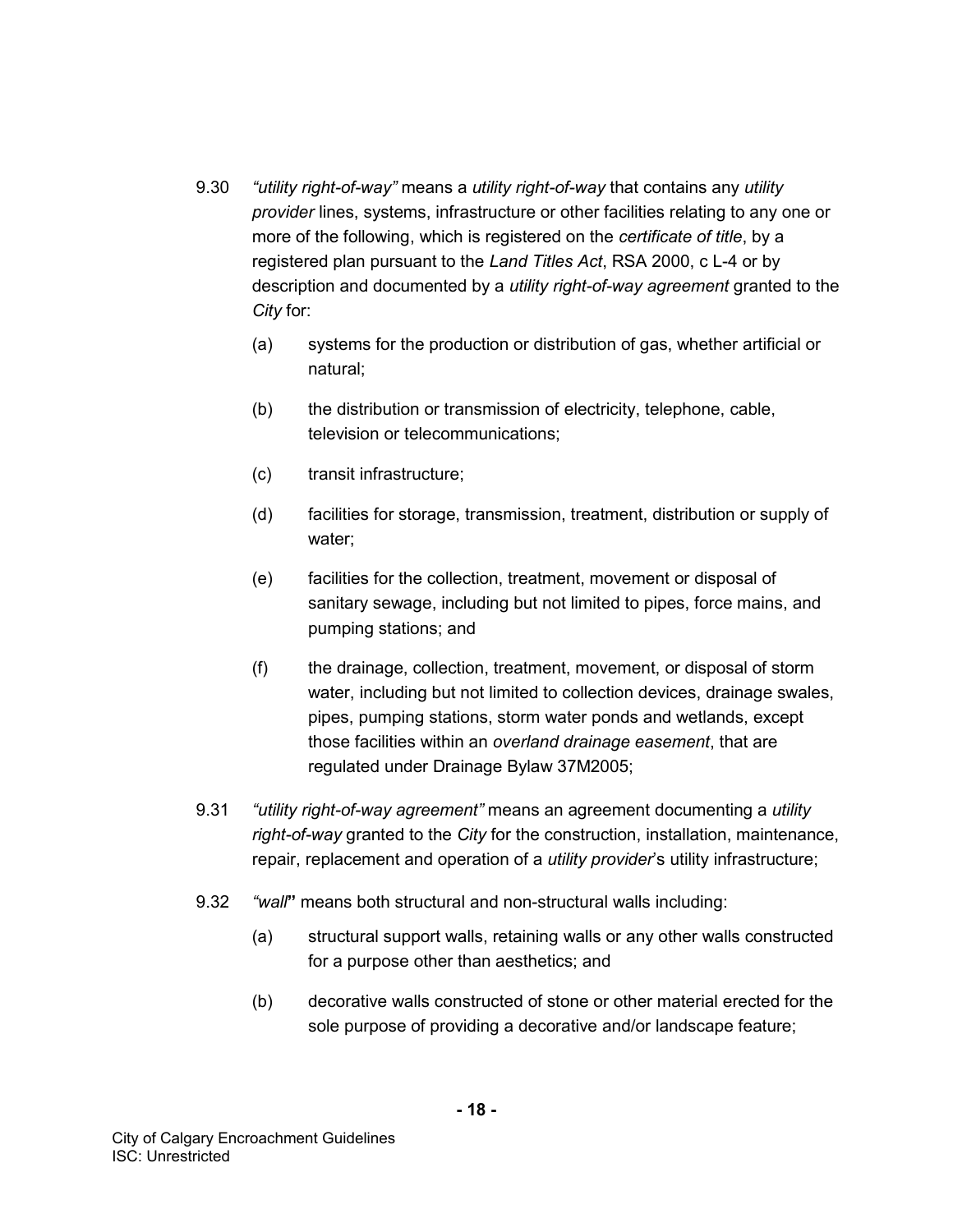9.30 *"utility right-of-way"* means a *utility right-of-way* that contains any *utility provider* lines, systems, infrastructure or other facilities relating to any one or more of the following, which is registered on the *certificate of title*, by a registered plan pursuant to the *Land Titles Act*, RSA 2000, c L-4 or by description and documented by a *utility right-of-way agreement* granted to the *City* for:

(a) systems for the production or distribution of gas, whether artificial or natural;

(b) the distribution or transmission of electricity, telephone, cable, television or telecommunications;

(c) transit infrastructure;

(d) facilities for storage, transmission, treatment, distribution or supply of water;

(e) facilities for the collection, treatment, movement or disposal of sanitary sewage, including but not limited to pipes, force mains, and pumping stations; and

(f) the drainage, collection, treatment, movement, or disposal of storm water, including but not limited to collection devices, drainage swales, pipes, pumping stations, storm water ponds and wetlands, except those facilities within an *overland drainage easement*, that are regulated under Drainage Bylaw 37M2005;

9.31 *"utility right-of-way agreement"* means an agreement documenting a *utility right-of-way* granted to the *City* for the construction, installation, maintenance, repair, replacement and operation of a *utility provider*'s utility infrastructure;

9.32 *"wall*" means both structural and non-structural walls including:

(a) structural support walls, retaining walls or any other walls constructed for a purpose other than aesthetics; and

(b) decorative walls constructed of stone or other material erected for the sole purpose of providing a decorative and/or landscape feature;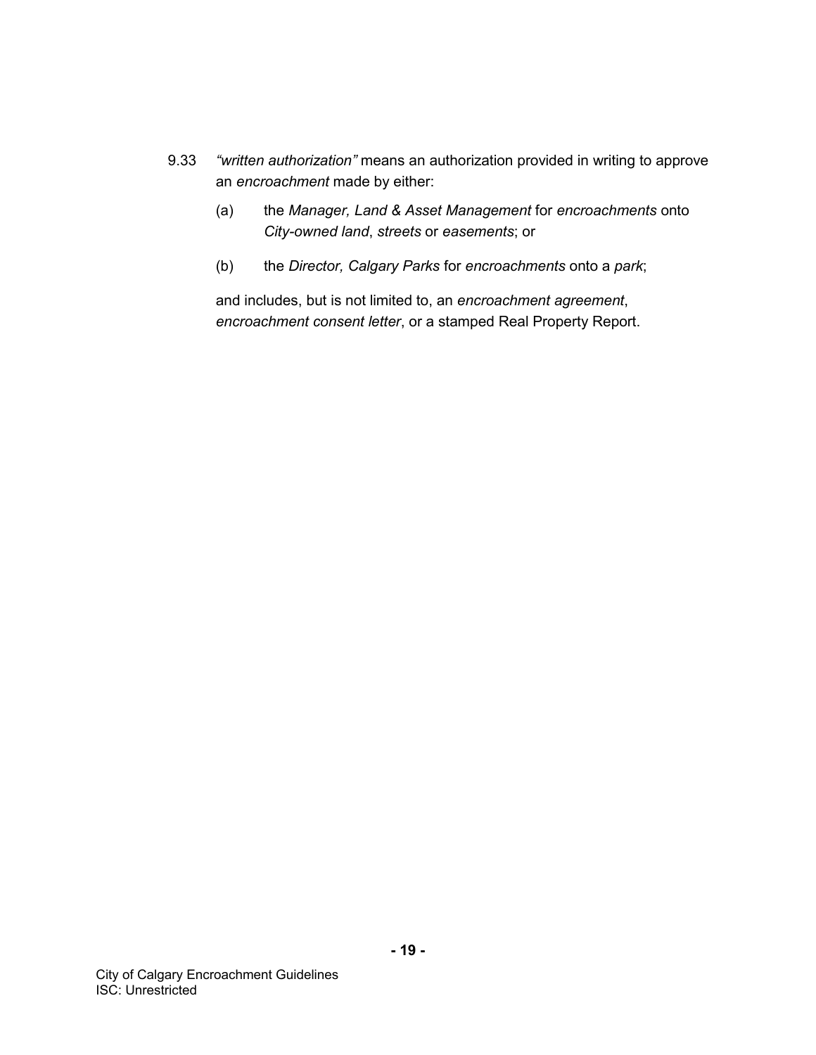9.33 *"written authorization"* means an authorization provided in writing to approve an *encroachment* made by either:

(a) the *Manager, Land & Asset Management* for *encroachments* onto *City-owned land*, *streets* or *easements*; or

(b) the *Director, Calgary Parks* for *encroachments* onto a *park*;

and includes, but is not limited to, an *encroachment agreement*, *encroachment consent letter*, or a stamped Real Property Report.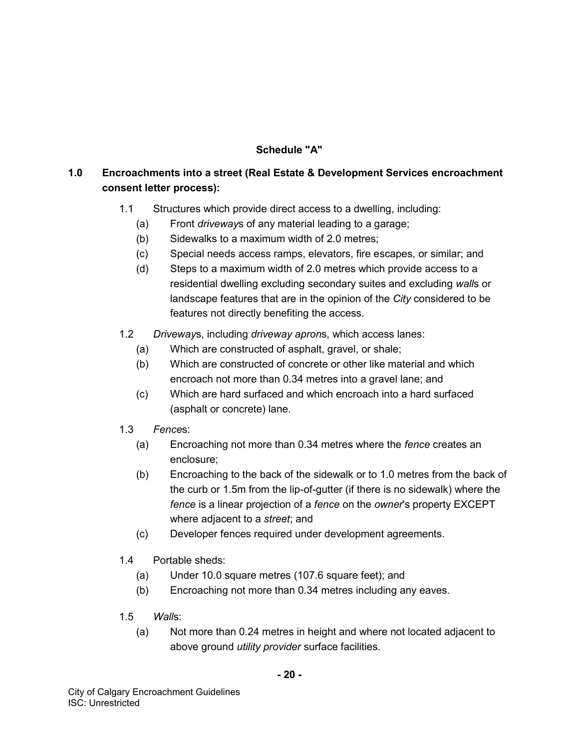## Schedule "A"

### 1.0 Encroachments into a street (Real Estate & Development Services encroachment consent letter process):

1.1 Structures which provide direct access to a dwelling, including:

- (a) Front *driveway*s of any material leading to a garage;
- (b) Sidewalks to a maximum width of 2.0 metres;
- (c) Special needs access ramps, elevators, fire escapes, or similar; and
- (d) Steps to a maximum width of 2.0 metres which provide access to a residential dwelling excluding secondary suites and excluding *wall*s or landscape features that are in the opinion of the *City* considered to be features not directly benefiting the access.

1.2 *Driveway*s, including *driveway apron*s, which access lanes:

- (a) Which are constructed of asphalt, gravel, or shale;
- (b) Which are constructed of concrete or other like material and which encroach not more than 0.34 metres into a gravel lane; and
- (c) Which are hard surfaced and which encroach into a hard surfaced (asphalt or concrete) lane.

1.3 *Fence*s:

- (a) Encroaching not more than 0.34 metres where the *fence* creates an enclosure;
- (b) Encroaching to the back of the sidewalk or to 1.0 metres from the back of the curb or 1.5m from the lip-of-gutter (if there is no sidewalk) where the *fence* is a linear projection of a *fence* on the *owner*'s property EXCEPT where adjacent to a *street*; and
- (c) Developer fences required under development agreements.

1.4 Portable sheds:

- (a) Under 10.0 square metres (107.6 square feet); and
- (b) Encroaching not more than 0.34 metres including any eaves.

1.5 *Wall*s:

- (a) Not more than 0.24 metres in height and where not located adjacent to above ground *utility provider* surface facilities.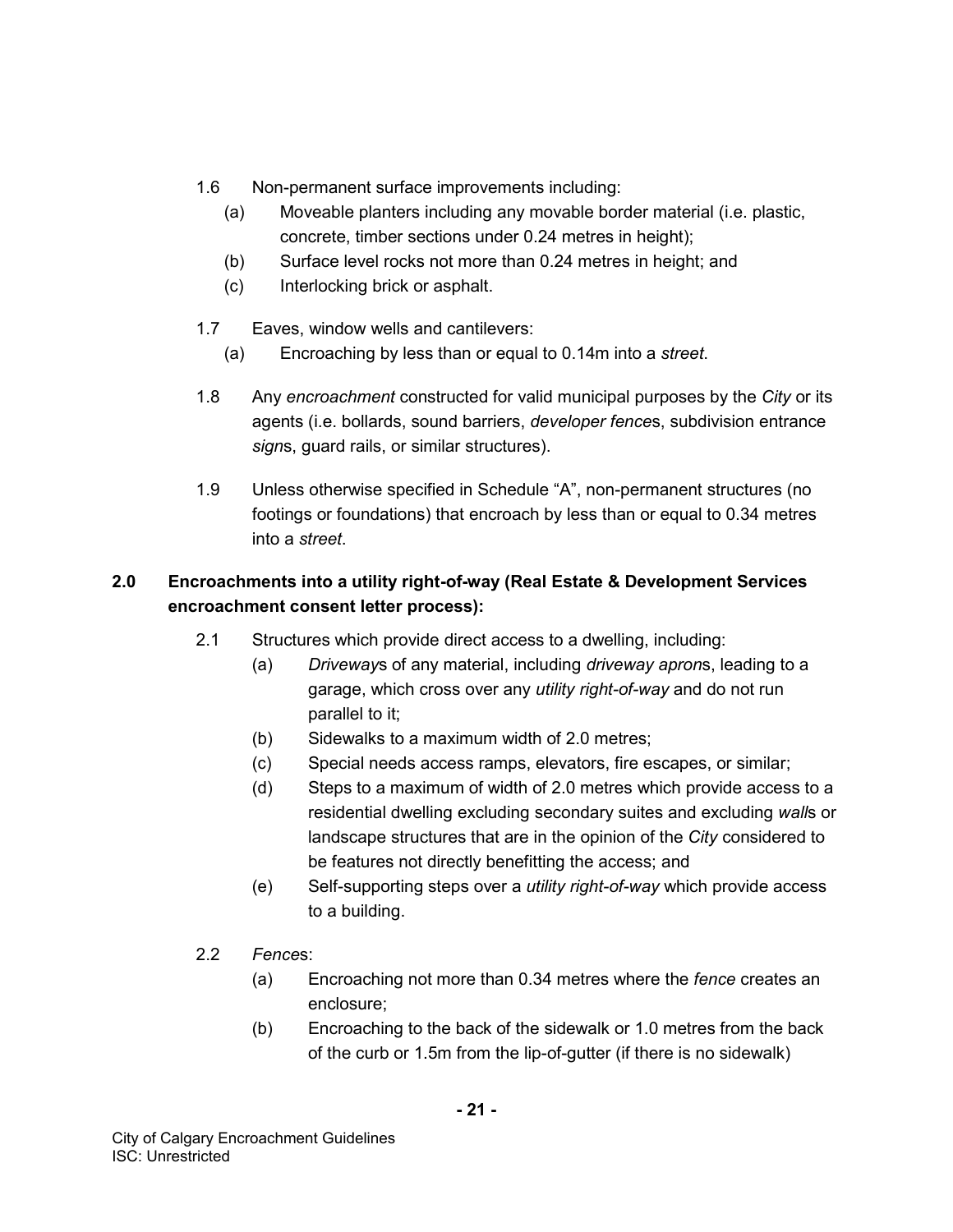1.6 Non-permanent surface improvements including:

(a) Moveable planters including any movable border material (i.e. plastic, concrete, timber sections under 0.24 metres in height);

(b) Surface level rocks not more than 0.24 metres in height; and

(c) Interlocking brick or asphalt.

1.7 Eaves, window wells and cantilevers:

(a) Encroaching by less than or equal to 0.14m into a *street*.

1.8 Any *encroachment* constructed for valid municipal purposes by the *City* or its agents (i.e. bollards, sound barriers, *developer fence*s, subdivision entrance *sign*s, guard rails, or similar structures).

1.9 Unless otherwise specified in Schedule "A", non-permanent structures (no footings or foundations) that encroach by less than or equal to 0.34 metres into a *street*.

**2.0 Encroachments into a utility right-of-way (Real Estate & Development Services encroachment consent letter process):**

2.1 Structures which provide direct access to a dwelling, including:

(a) *Driveway*s of any material, including *driveway apron*s, leading to a garage, which cross over any *utility right-of-way* and do not run parallel to it;

(b) Sidewalks to a maximum width of 2.0 metres;

(c) Special needs access ramps, elevators, fire escapes, or similar;

(d) Steps to a maximum of width of 2.0 metres which provide access to a residential dwelling excluding secondary suites and excluding *wall*s or landscape structures that are in the opinion of the *City* considered to be features not directly benefitting the access; and

(e) Self-supporting steps over a *utility right-of-way* which provide access to a building.

2.2 *Fence*s:

(a) Encroaching not more than 0.34 metres where the *fence* creates an enclosure;

(b) Encroaching to the back of the sidewalk or 1.0 metres from the back of the curb or 1.5m from the lip-of-gutter (if there is no sidewalk)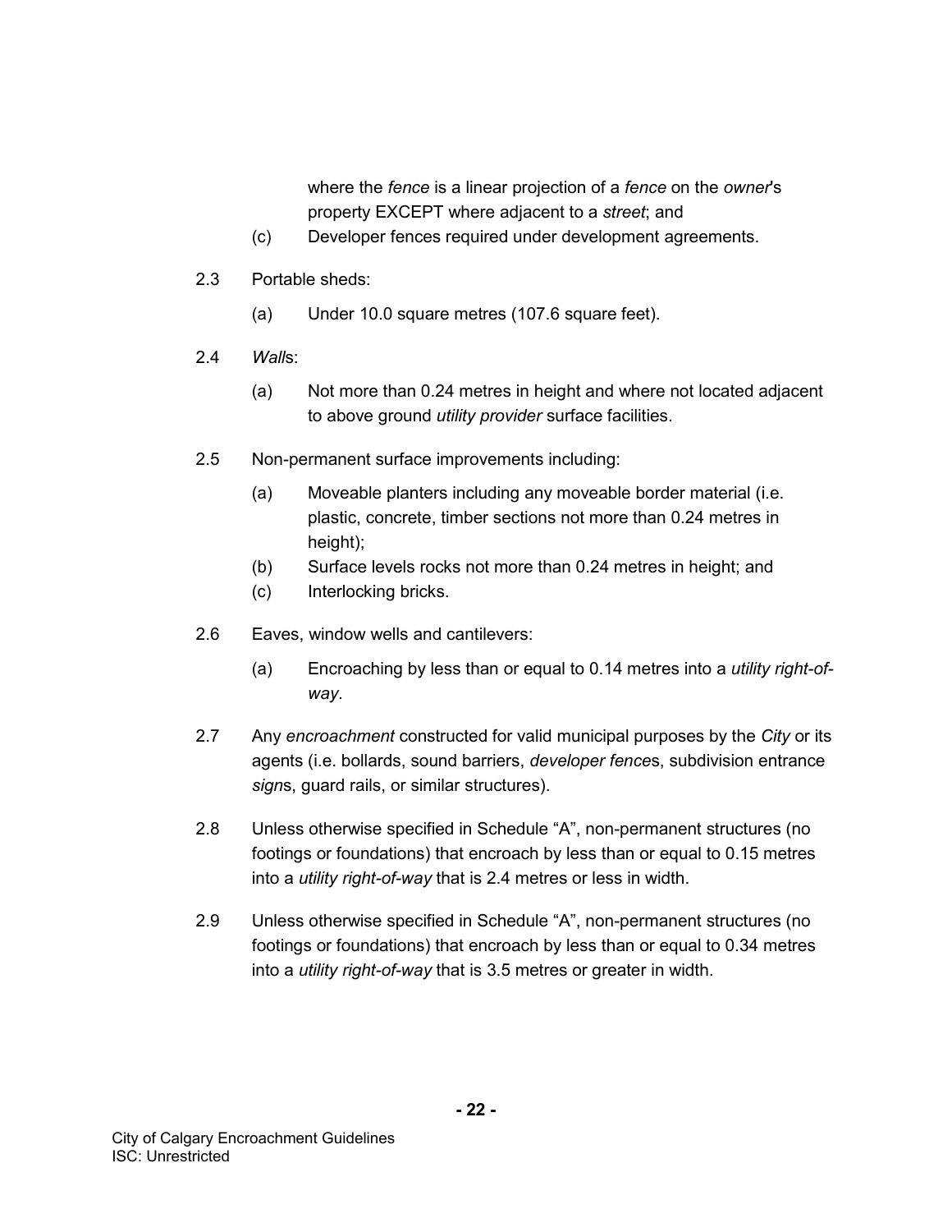where the *fence* is a linear projection of a *fence* on the *owner*'s property EXCEPT where adjacent to a *street*; and

(c) Developer fences required under development agreements.

2.3 Portable sheds:

(a) Under 10.0 square metres (107.6 square feet).

2.4 *Wall*s:

(a) Not more than 0.24 metres in height and where not located adjacent to above ground *utility provider* surface facilities.

2.5 Non-permanent surface improvements including:

(a) Moveable planters including any moveable border material (i.e. plastic, concrete, timber sections not more than 0.24 metres in height);
(b) Surface levels rocks not more than 0.24 metres in height; and
(c) Interlocking bricks.

2.6 Eaves, window wells and cantilevers:

(a) Encroaching by less than or equal to 0.14 metres into a *utility right-of-way*.

2.7 Any *encroachment* constructed for valid municipal purposes by the *City* or its agents (i.e. bollards, sound barriers, *developer fence*s, subdivision entrance *sign*s, guard rails, or similar structures).

2.8 Unless otherwise specified in Schedule "A", non-permanent structures (no footings or foundations) that encroach by less than or equal to 0.15 metres into a *utility right-of-way* that is 2.4 metres or less in width.

2.9 Unless otherwise specified in Schedule "A", non-permanent structures (no footings or foundations) that encroach by less than or equal to 0.34 metres into a *utility right-of-way* that is 3.5 metres or greater in width.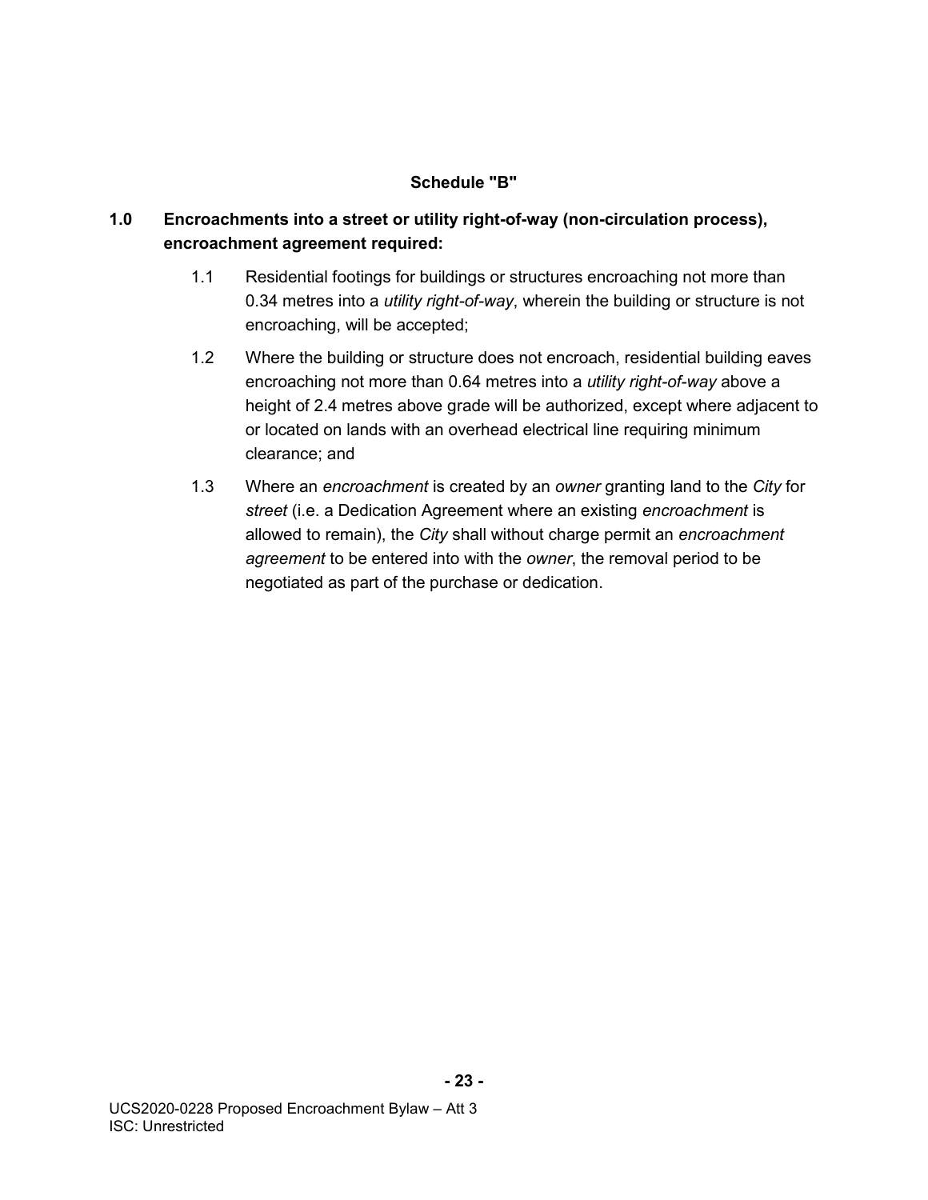## Schedule "B"

**1.0 Encroachments into a street or utility right-of-way (non-circulation process), encroachment agreement required:**

1.1 Residential footings for buildings or structures encroaching not more than 0.34 metres into a *utility right-of-way*, wherein the building or structure is not encroaching, will be accepted;

1.2 Where the building or structure does not encroach, residential building eaves encroaching not more than 0.64 metres into a *utility right-of-way* above a height of 2.4 metres above grade will be authorized, except where adjacent to or located on lands with an overhead electrical line requiring minimum clearance; and

1.3 Where an *encroachment* is created by an *owner* granting land to the *City* for *street* (i.e. a Dedication Agreement where an existing *encroachment* is allowed to remain), the *City* shall without charge permit an *encroachment agreement* to be entered into with the *owner*, the removal period to be negotiated as part of the purchase or dedication.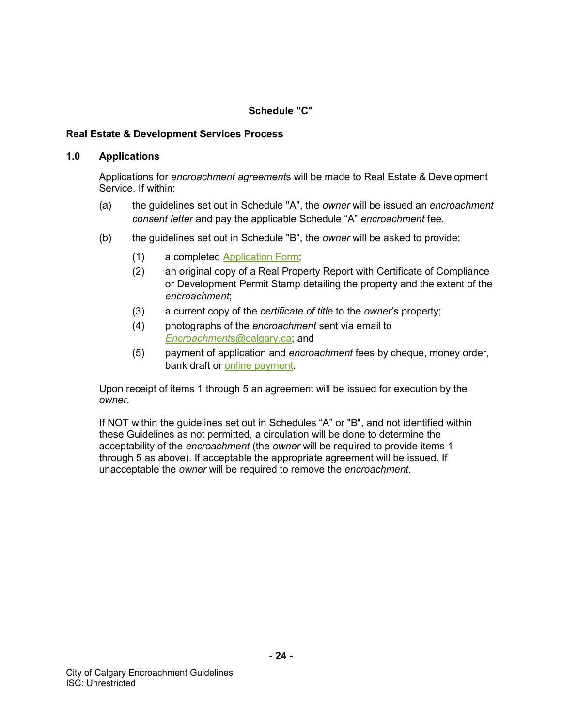## Schedule "C"

### Real Estate & Development Services Process

### 1.0 Applications

Applications for *encroachment agreement*s will be made to Real Estate & Development Service. If within:

(a) the guidelines set out in Schedule "A", the *owner* will be issued an *encroachment consent letter* and pay the applicable Schedule "A" *encroachment* fee.

(b) the guidelines set out in Schedule "B", the *owner* will be asked to provide:

(1) a completed Application Form;
(2) an original copy of a Real Property Report with Certificate of Compliance or Development Permit Stamp detailing the property and the extent of the *encroachment*;
(3) a current copy of the *certificate of title* to the *owner*'s property;
(4) photographs of the *encroachment* sent via email to *Encroachment*s@calgary.ca; and
(5) payment of application and *encroachment* fees by cheque, money order, bank draft or online payment.

Upon receipt of items 1 through 5 an agreement will be issued for execution by the *owner*.

If NOT within the guidelines set out in Schedules "A" or "B", and not identified within these Guidelines as not permitted, a circulation will be done to determine the acceptability of the *encroachment* (the *owner* will be required to provide items 1 through 5 as above). If acceptable the appropriate agreement will be issued. If unacceptable the *owner* will be required to remove the *encroachment*.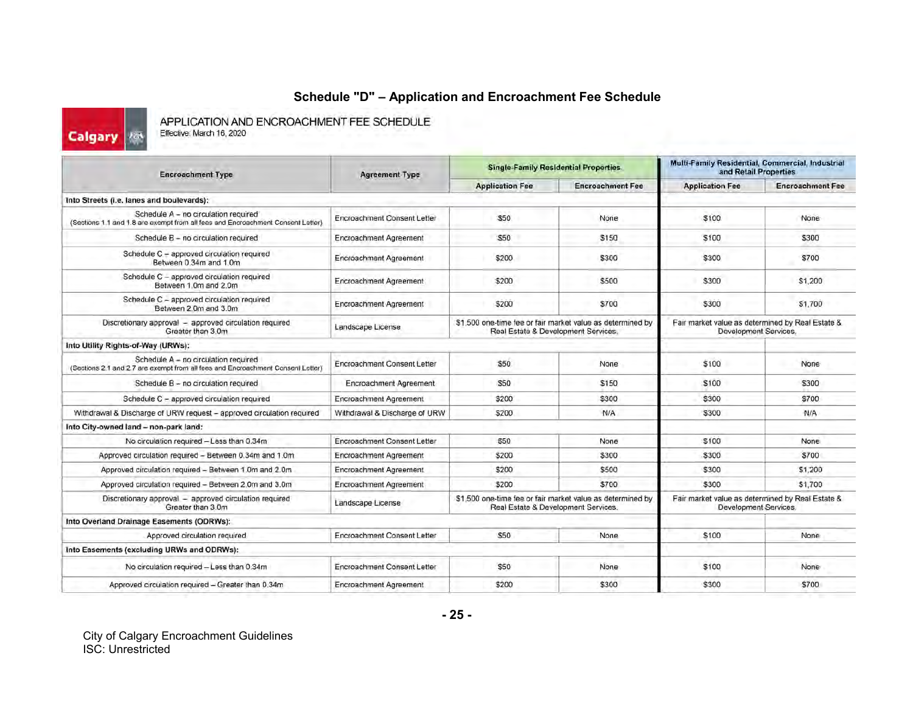# Schedule "D" – Application and Encroachment Fee Schedule

Calgary

APPLICATION AND ENCROACHMENT FEE SCHEDULE
Effective: March 16, 2020

| Encroachment Type | Agreement Type | Single-Family Residential Properties | | Multi-Family Residential, Commercial, Industrial and Retail Properties | |
|---|---|---|---|---|---|
| | | Application Fee | Encroachment Fee | Application Fee | Encroachment Fee |
| **Into Streets (i.e. lanes and boulevards):** | | | | | |
| Schedule A – no circulation required (Sections 1.1 and 1.8 are exempt from all fees and Encroachment Consent Letter) | Encroachment Consent Letter | $50 | None | $100 | None |
| Schedule B – no circulation required | Encroachment Agreement | $50 | $150 | $100 | $300 |
| Schedule C – approved circulation required Between 0.34m and 1.0m | Encroachment Agreement | $200 | $300 | $300 | $700 |
| Schedule C – approved circulation required Between 1.0m and 2.0m | Encroachment Agreement | $200 | $500 | $300 | $1,200 |
| Schedule C – approved circulation required Between 2.0m and 3.0m | Encroachment Agreement | $200 | $700 | $300 | $1,700 |
| Discretionary approval – approved circulation required Greater than 3.0m | Landscape License | $1,500 one-time fee or fair market value as determined by Real Estate & Development Services. | | Fair market value as determined by Real Estate & Development Services. | |
| **Into Utility Rights-of-Way (URWs):** | | | | | |
| Schedule A – no circulation required (Sections 2.1 and 2.7 are exempt from all fees and Encroachment Consent Letter) | Encroachment Consent Letter | $50 | None | $100 | None |
| Schedule B – no circulation required | Encroachment Agreement | $50 | $150 | $100 | $300 |
| Schedule C – approved circulation required | Encroachment Agreement | $200 | $300 | $300 | $700 |
| Withdrawal & Discharge of URW request – approved circulation required | Withdrawal & Discharge of URW | $200 | N/A | $300 | N/A |
| **Into City-owned land – non-park land:** | | | | | |
| No circulation required – Less than 0.34m | Encroachment Consent Letter | $50 | None | $100 | None |
| Approved circulation required – Between 0.34m and 1.0m | Encroachment Agreement | $200 | $300 | $300 | $700 |
| Approved circulation required – Between 1.0m and 2.0m | Encroachment Agreement | $200 | $500 | $300 | $1,200 |
| Approved circulation required – Between 2.0m and 3.0m | Encroachment Agreement | $200 | $700 | $300 | $1,700 |
| Discretionary approval – approved circulation required Greater than 3.0m | Landscape License | $1,500 one-time fee or fair market value as determined by Real Estate & Development Services. | | Fair market value as determined by Real Estate & Development Services. | |
| **Into Overland Drainage Easements (ODRWs):** | | | | | |
| Approved circulation required | Encroachment Consent Letter | $50 | None | $100 | None |
| **Into Easements (excluding URWs and ODRWs):** | | | | | |
| No circulation required – Less than 0.34m | Encroachment Consent Letter | $50 | None | $100 | None |
| Approved circulation required – Greater than 0.34m | Encroachment Agreement | $200 | $300 | $300 | $700 |

City of Calgary Encroachment Guidelines
ISC: Unrestricted